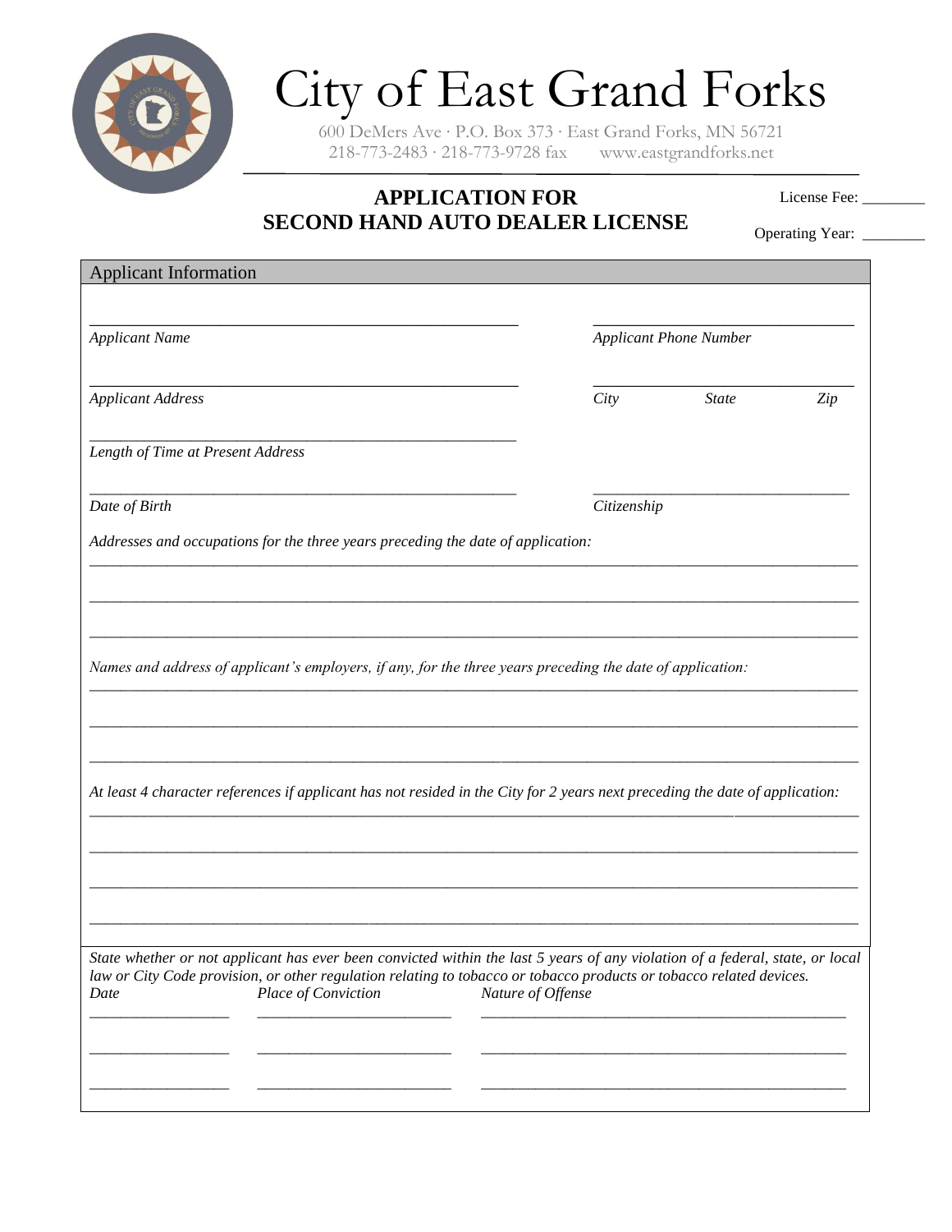# City of East Grand Forks

600 DeMers Ave · P.O. Box 373 · East Grand Forks, MN 56721
218-773-2483 · 218-773-9728 fax www.eastgrandforks.net

## APPLICATION FOR SECOND HAND AUTO DEALER LICENSE

License Fee: ________

Operating Year: ________

### Applicant Information

______________________________ ______________________________
*Applicant Name* *Applicant Phone Number*

______________________________ ______________________________
*Applicant Address* *City* *State* *Zip*

______________________________
*Length of Time at Present Address*

______________________________ ______________________________
*Date of Birth* *Citizenship*

*Addresses and occupations for the three years preceding the date of application:*

______________________________________________________________________

______________________________________________________________________

______________________________________________________________________

*Names and address of applicant's employers, if any, for the three years preceding the date of application:*

______________________________________________________________________

______________________________________________________________________

______________________________________________________________________

*At least 4 character references if applicant has not resided in the City for 2 years next preceding the date of application:*

______________________________________________________________________

______________________________________________________________________

______________________________________________________________________

______________________________________________________________________

*State whether or not applicant has ever been convicted within the last 5 years of any violation of a federal, state, or local law or City Code provision, or other regulation relating to tobacco or tobacco products or tobacco related devices.*

| *Date* | *Place of Conviction* | *Nature of Offense* |
|---|---|---|
| | | |
| | | |
| | | |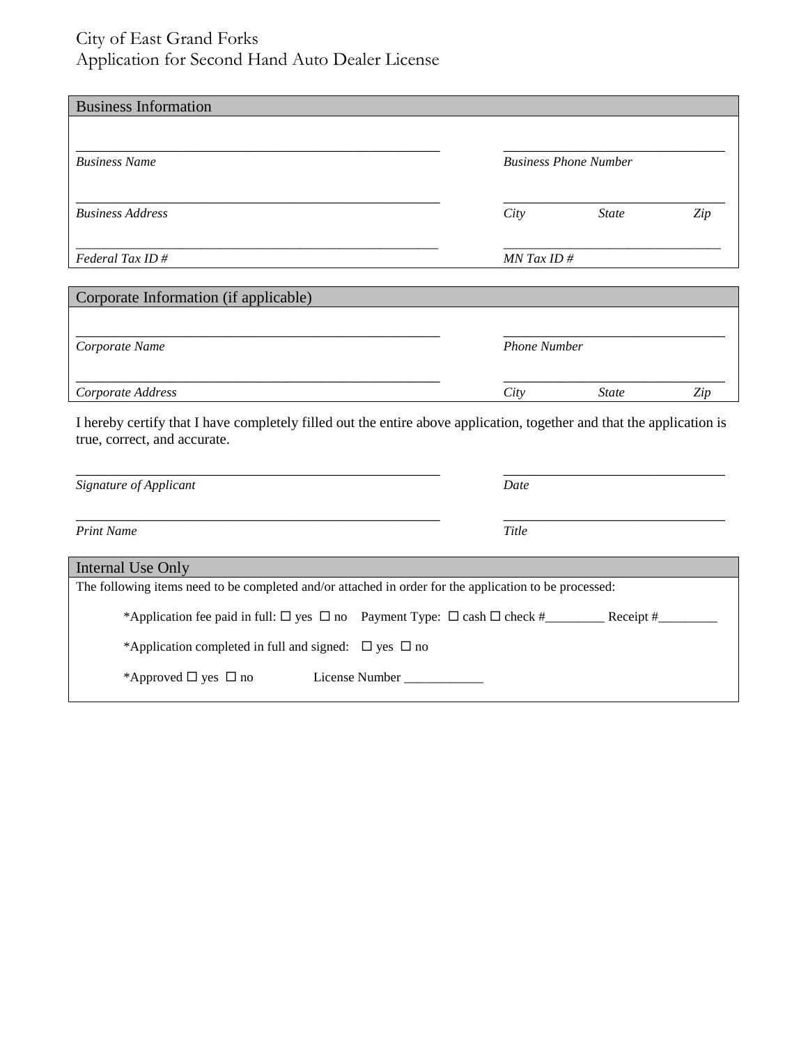# City of East Grand Forks
## Application for Second Hand Auto Dealer License

### Business Information

______________________________________________________ ________________________________

*Business Name* *Business Phone Number*

______________________________________________________ ________________________________

*Business Address* *City* *State* *Zip*

______________________________________________________ ________________________________

*Federal Tax ID #* *MN Tax ID #*

### Corporate Information (if applicable)

______________________________________________________ ________________________________

*Corporate Name* *Phone Number*

______________________________________________________ ________________________________

*Corporate Address* *City* *State* *Zip*

I hereby certify that I have completely filled out the entire above application, together and that the application is true, correct, and accurate.

______________________________________________________ ________________________________

*Signature of Applicant* *Date*

______________________________________________________ ________________________________

*Print Name* *Title*

### Internal Use Only

The following items need to be completed and/or attached in order for the application to be processed:

*Application fee paid in full: ☐ yes ☐ no Payment Type: ☐ cash ☐ check #_________ Receipt #_________

*Application completed in full and signed: ☐ yes ☐ no

*Approved ☐ yes ☐ no License Number ____________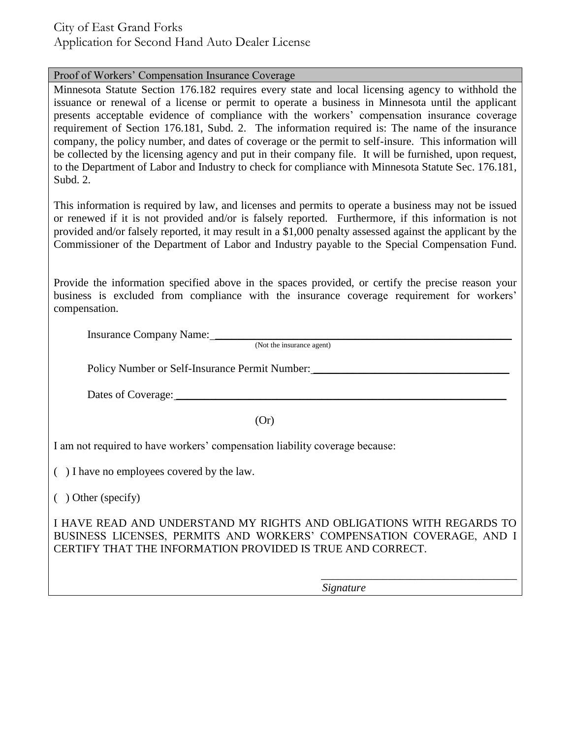City of East Grand Forks
Application for Second Hand Auto Dealer License

## Proof of Workers' Compensation Insurance Coverage

Minnesota Statute Section 176.182 requires every state and local licensing agency to withhold the issuance or renewal of a license or permit to operate a business in Minnesota until the applicant presents acceptable evidence of compliance with the workers' compensation insurance coverage requirement of Section 176.181, Subd. 2. The information required is: The name of the insurance company, the policy number, and dates of coverage or the permit to self-insure. This information will be collected by the licensing agency and put in their company file. It will be furnished, upon request, to the Department of Labor and Industry to check for compliance with Minnesota Statute Sec. 176.181, Subd. 2.

This information is required by law, and licenses and permits to operate a business may not be issued or renewed if it is not provided and/or is falsely reported. Furthermore, if this information is not provided and/or falsely reported, it may result in a $1,000 penalty assessed against the applicant by the Commissioner of the Department of Labor and Industry payable to the Special Compensation Fund.

Provide the information specified above in the spaces provided, or certify the precise reason your business is excluded from compliance with the insurance coverage requirement for workers' compensation.

Insurance Company Name: ____________________________________________
(Not the insurance agent)

Policy Number or Self-Insurance Permit Number: ____________________________

Dates of Coverage: ____________________________________________

(Or)

I am not required to have workers' compensation liability coverage because:

( ) I have no employees covered by the law.

( ) Other (specify)

I HAVE READ AND UNDERSTAND MY RIGHTS AND OBLIGATIONS WITH REGARDS TO BUSINESS LICENSES, PERMITS AND WORKERS' COMPENSATION COVERAGE, AND I CERTIFY THAT THE INFORMATION PROVIDED IS TRUE AND CORRECT.

____________________________________
*Signature*